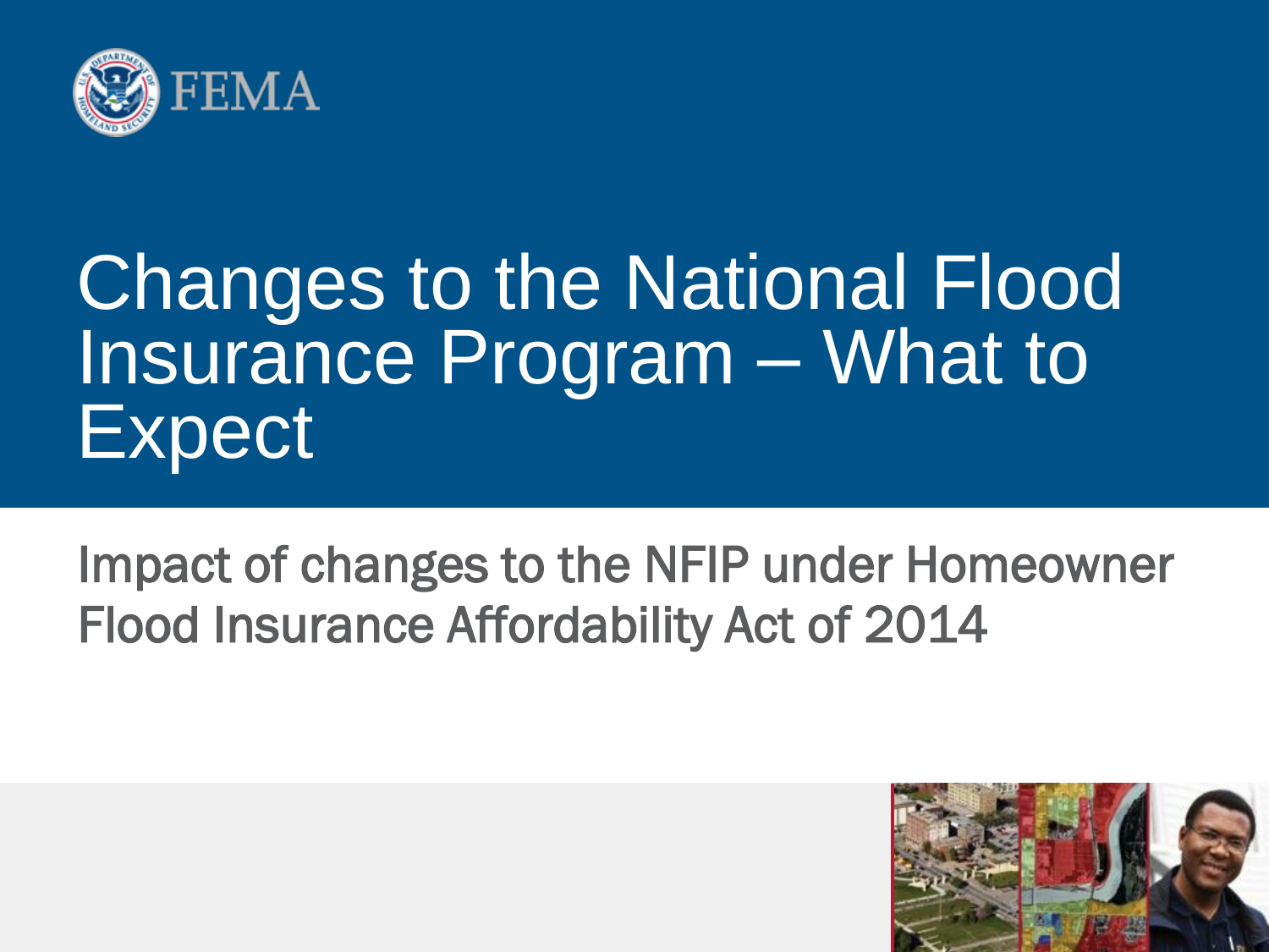FEMA

# Changes to the National Flood Insurance Program – What to Expect

Impact of changes to the NFIP under Homeowner Flood Insurance Affordability Act of 2014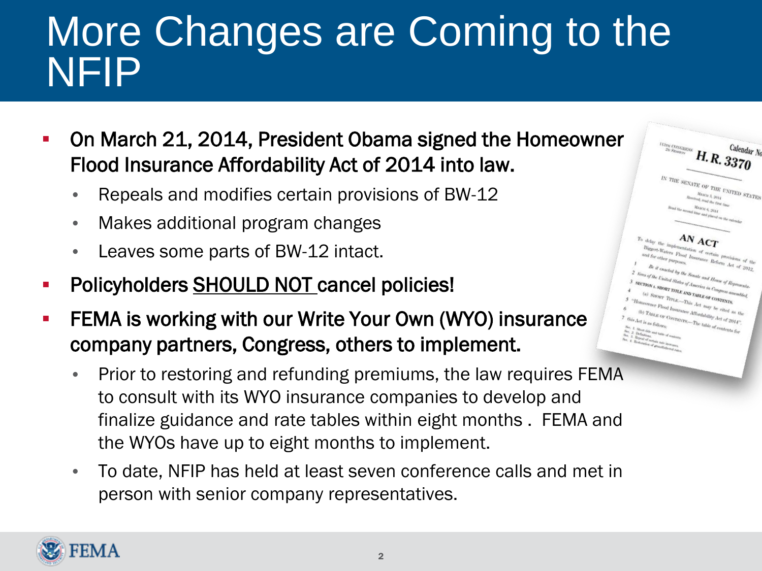# More Changes are Coming to the NFIP

- **On March 21, 2014, President Obama signed the Homeowner Flood Insurance Affordability Act of 2014 into law.**
  - Repeals and modifies certain provisions of BW-12
  - Makes additional program changes
  - Leaves some parts of BW-12 intact.
- **Policyholders <u>SHOULD NOT</u> cancel policies!**
- **FEMA is working with our Write Your Own (WYO) insurance company partners, Congress, others to implement.**
  - Prior to restoring and refunding premiums, the law requires FEMA to consult with its WYO insurance companies to develop and finalize guidance and rate tables within eight months . FEMA and the WYOs have up to eight months to implement.
  - To date, NFIP has held at least seven conference calls and met in person with senior company representatives.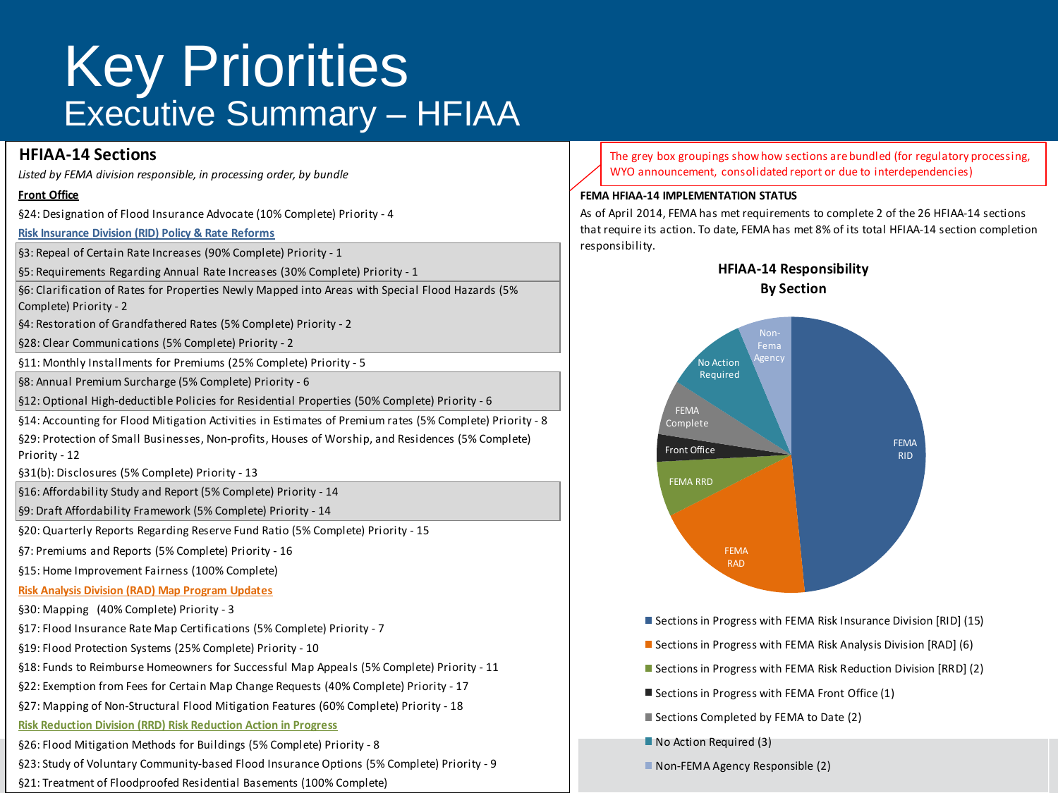# Key Priorities

## Executive Summary – HFIAA

### HFIAA-14 Sections

*Listed by FEMA division responsible, in processing order, by bundle*

**Front Office**

§24: Designation of Flood Insurance Advocate (10% Complete) Priority - 4

**Risk Insurance Division (RID) Policy & Rate Reforms**

§3: Repeal of Certain Rate Increases (90% Complete) Priority - 1

§5: Requirements Regarding Annual Rate Increases (30% Complete) Priority - 1

§6: Clarification of Rates for Properties Newly Mapped into Areas with Special Flood Hazards (5% Complete) Priority - 2

§4: Restoration of Grandfathered Rates (5% Complete) Priority - 2

§28: Clear Communications (5% Complete) Priority - 2

§11: Monthly Installments for Premiums (25% Complete) Priority - 5

§8: Annual Premium Surcharge (5% Complete) Priority - 6

§12: Optional High-deductible Policies for Residential Properties (50% Complete) Priority - 6

§14: Accounting for Flood Mitigation Activities in Estimates of Premium rates (5% Complete) Priority - 8

§29: Protection of Small Businesses, Non-profits, Houses of Worship, and Residences (5% Complete) Priority - 12

§31(b): Disclosures (5% Complete) Priority - 13

§16: Affordability Study and Report (5% Complete) Priority - 14

§9: Draft Affordability Framework (5% Complete) Priority - 14

§20: Quarterly Reports Regarding Reserve Fund Ratio (5% Complete) Priority - 15

§7: Premiums and Reports (5% Complete) Priority - 16

§15: Home Improvement Fairness (100% Complete)

**Risk Analysis Division (RAD) Map Program Updates**

§30: Mapping (40% Complete) Priority - 3

§17: Flood Insurance Rate Map Certifications (5% Complete) Priority - 7

§19: Flood Protection Systems (25% Complete) Priority - 10

§18: Funds to Reimburse Homeowners for Successful Map Appeals (5% Complete) Priority - 11

§22: Exemption from Fees for Certain Map Change Requests (40% Complete) Priority - 17

§27: Mapping of Non-Structural Flood Mitigation Features (60% Complete) Priority - 18

**Risk Reduction Division (RRD) Risk Reduction Action in Progress**

§26: Flood Mitigation Methods for Buildings (5% Complete) Priority - 8

§23: Study of Voluntary Community-based Flood Insurance Options (5% Complete) Priority - 9

§21: Treatment of Floodproofed Residential Basements (100% Complete)

The grey box groupings show how sections are bundled (for regulatory processing, WYO announcement, consolidated report or due to interdependencies)

**FEMA HFIAA-14 IMPLEMENTATION STATUS**

As of April 2014, FEMA has met requirements to complete 2 of the 26 HFIAA-14 sections that require its action. To date, FEMA has met 8% of its total HFIAA-14 section completion responsibility.

**HFIAA-14 Responsibility By Section**

- FEMA RID
- FEMA RAD
- FEMA RRD
- Front Office
- FEMA Complete
- No Action Required
- Non-Fema Agency

- Sections in Progress with FEMA Risk Insurance Division [RID] (15)
- Sections in Progress with FEMA Risk Analysis Division [RAD] (6)
- Sections in Progress with FEMA Risk Reduction Division [RRD] (2)
- Sections in Progress with FEMA Front Office (1)
- Sections Completed by FEMA to Date (2)
- No Action Required (3)
- Non-FEMA Agency Responsible (2)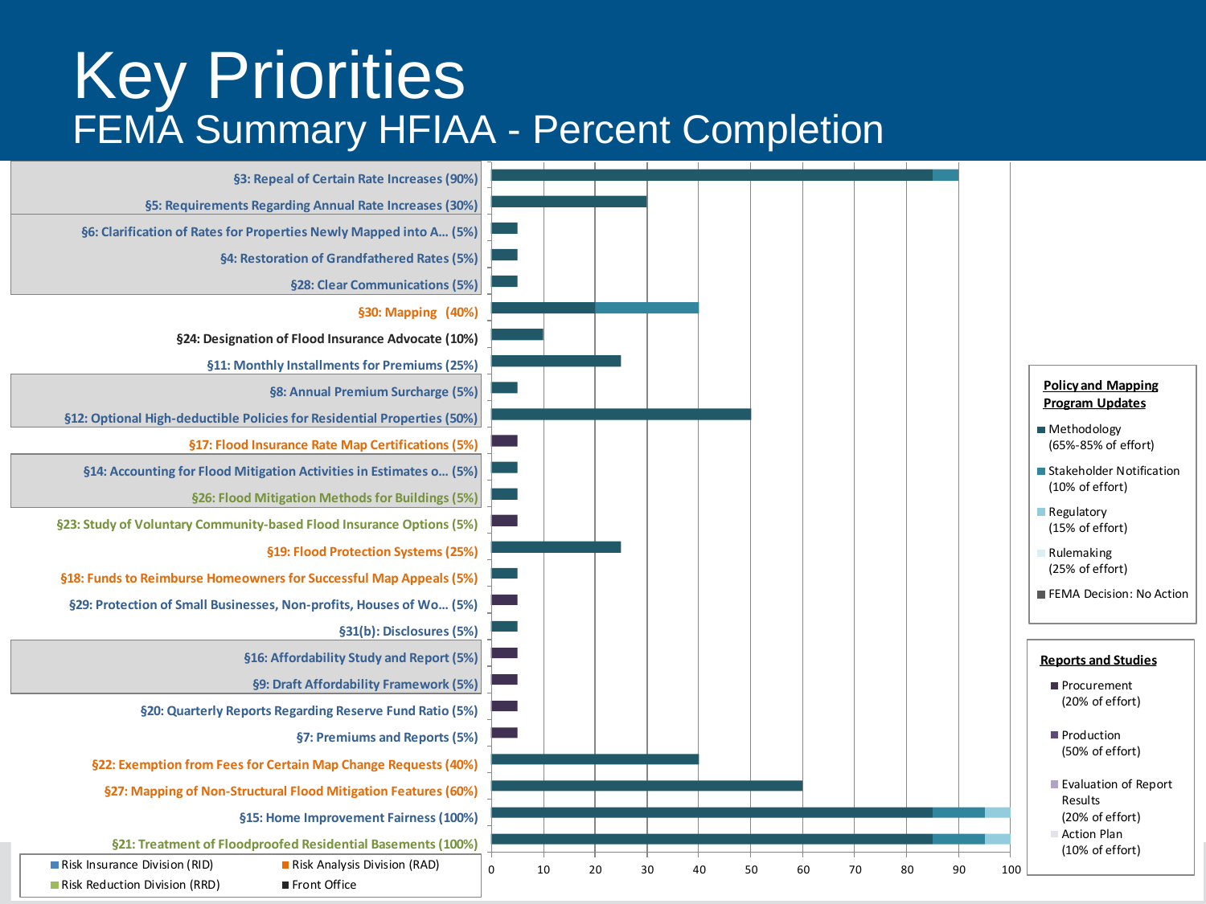# Key Priorities

## FEMA Summary HFIAA - Percent Completion

| Section | Percent Completion |
|---|---|
| §3: Repeal of Certain Rate Increases (90%) | 90 |
| §5: Requirements Regarding Annual Rate Increases (30%) | 30 |
| §6: Clarification of Rates for Properties Newly Mapped into A... (5%) | 5 |
| §4: Restoration of Grandfathered Rates (5%) | 5 |
| §28: Clear Communications (5%) | 5 |
| §30: Mapping (40%) | 40 |
| §24: Designation of Flood Insurance Advocate (10%) | 10 |
| §11: Monthly Installments for Premiums (25%) | 25 |
| §8: Annual Premium Surcharge (5%) | 5 |
| §12: Optional High-deductible Policies for Residential Properties (50%) | 50 |
| §17: Flood Insurance Rate Map Certifications (5%) | 5 |
| §14: Accounting for Flood Mitigation Activities in Estimates o... (5%) | 5 |
| §26: Flood Mitigation Methods for Buildings (5%) | 5 |
| §23: Study of Voluntary Community-based Flood Insurance Options (5%) | 5 |
| §19: Flood Protection Systems (25%) | 25 |
| §18: Funds to Reimburse Homeowners for Successful Map Appeals (5%) | 5 |
| §29: Protection of Small Businesses, Non-profits, Houses of Wo... (5%) | 5 |
| §31(b): Disclosures (5%) | 5 |
| §16: Affordability Study and Report (5%) | 5 |
| §9: Draft Affordability Framework (5%) | 5 |
| §20: Quarterly Reports Regarding Reserve Fund Ratio (5%) | 5 |
| §7: Premiums and Reports (5%) | 5 |
| §22: Exemption from Fees for Certain Map Change Requests (40%) | 40 |
| §27: Mapping of Non-Structural Flood Mitigation Features (60%) | 60 |
| §15: Home Improvement Fairness (100%) | 100 |
| §21: Treatment of Floodproofed Residential Basements (100%) | 100 |

Risk Insurance Division (RID) | Risk Analysis Division (RAD) | Risk Reduction Division (RRD) | Front Office

**Policy and Mapping Program Updates**

- Methodology (65%-85% of effort)
- Stakeholder Notification (10% of effort)
- Regulatory (15% of effort)
- Rulemaking (25% of effort)
- FEMA Decision: No Action

**Reports and Studies**

- Procurement (20% of effort)
- Production (50% of effort)
- Evaluation of Report Results (20% of effort)
- Action Plan (10% of effort)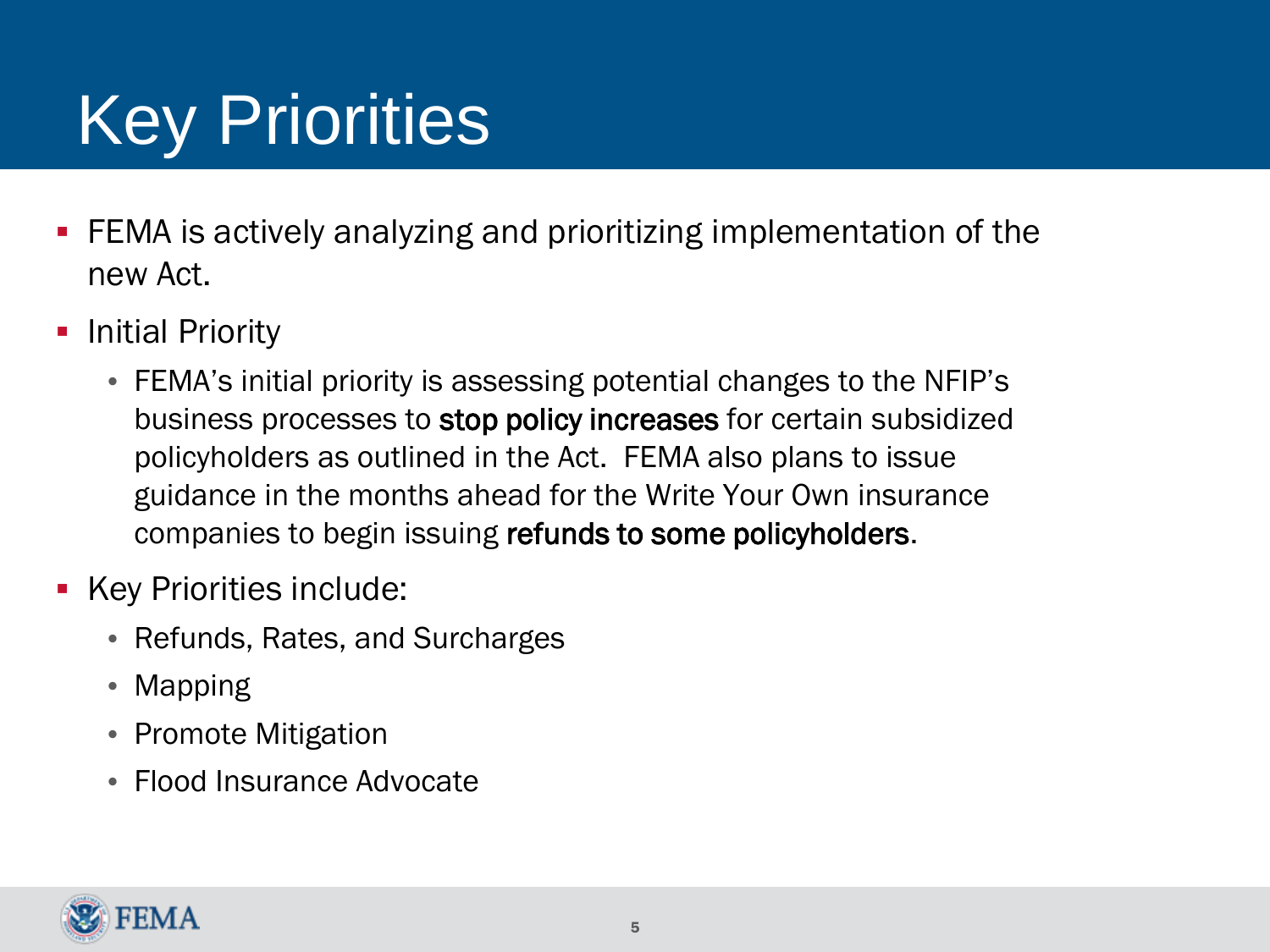# Key Priorities

- FEMA is actively analyzing and prioritizing implementation of the new Act.
- Initial Priority
  - FEMA's initial priority is assessing potential changes to the NFIP's business processes to **stop policy increases** for certain subsidized policyholders as outlined in the Act. FEMA also plans to issue guidance in the months ahead for the Write Your Own insurance companies to begin issuing **refunds to some policyholders**.
- Key Priorities include:
  - Refunds, Rates, and Surcharges
  - Mapping
  - Promote Mitigation
  - Flood Insurance Advocate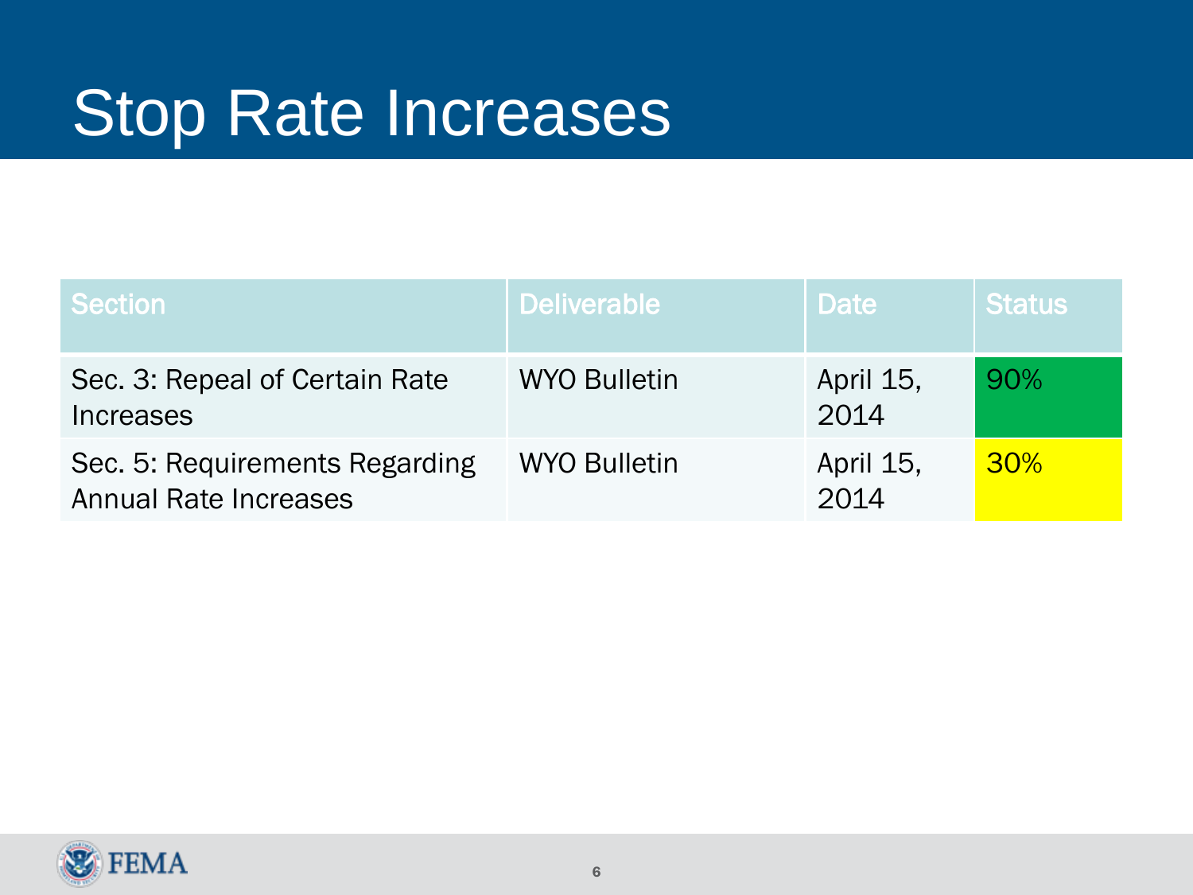# Stop Rate Increases

| Section | Deliverable | Date | Status |
| --- | --- | --- | --- |
| Sec. 3: Repeal of Certain Rate Increases | WYO Bulletin | April 15, 2014 | 90% |
| Sec. 5: Requirements Regarding Annual Rate Increases | WYO Bulletin | April 15, 2014 | 30% |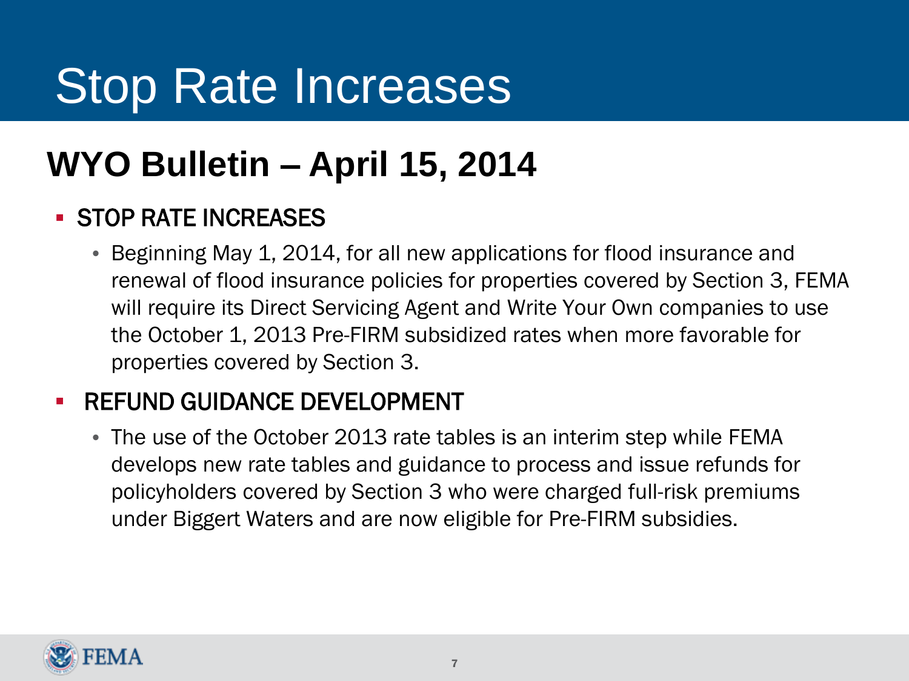# Stop Rate Increases

## WYO Bulletin – April 15, 2014

- STOP RATE INCREASES
  - Beginning May 1, 2014, for all new applications for flood insurance and renewal of flood insurance policies for properties covered by Section 3, FEMA will require its Direct Servicing Agent and Write Your Own companies to use the October 1, 2013 Pre-FIRM subsidized rates when more favorable for properties covered by Section 3.
- REFUND GUIDANCE DEVELOPMENT
  - The use of the October 2013 rate tables is an interim step while FEMA develops new rate tables and guidance to process and issue refunds for policyholders covered by Section 3 who were charged full-risk premiums under Biggert Waters and are now eligible for Pre-FIRM subsidies.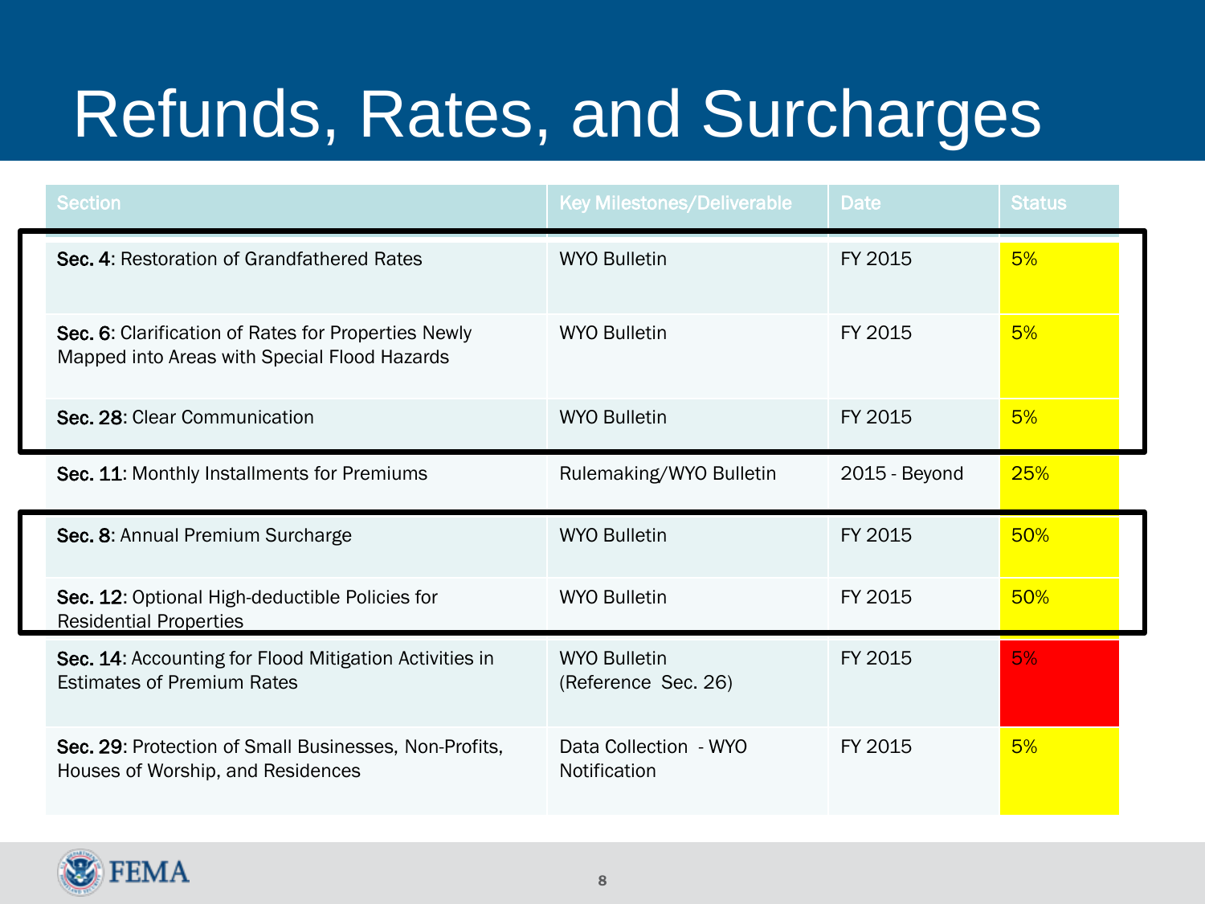# Refunds, Rates, and Surcharges

| Section | Key Milestones/Deliverable | Date | Status |
|---|---|---|---|
| **Sec. 4**: Restoration of Grandfathered Rates | WYO Bulletin | FY 2015 | 5% |
| **Sec. 6**: Clarification of Rates for Properties Newly Mapped into Areas with Special Flood Hazards | WYO Bulletin | FY 2015 | 5% |
| **Sec. 28**: Clear Communication | WYO Bulletin | FY 2015 | 5% |
| **Sec. 11**: Monthly Installments for Premiums | Rulemaking/WYO Bulletin | 2015 - Beyond | 25% |
| **Sec. 8**: Annual Premium Surcharge | WYO Bulletin | FY 2015 | 50% |
| **Sec. 12**: Optional High-deductible Policies for Residential Properties | WYO Bulletin | FY 2015 | 50% |
| **Sec. 14**: Accounting for Flood Mitigation Activities in Estimates of Premium Rates | WYO Bulletin (Reference Sec. 26) | FY 2015 | 5% |
| **Sec. 29**: Protection of Small Businesses, Non-Profits, Houses of Worship, and Residences | Data Collection - WYO Notification | FY 2015 | 5% |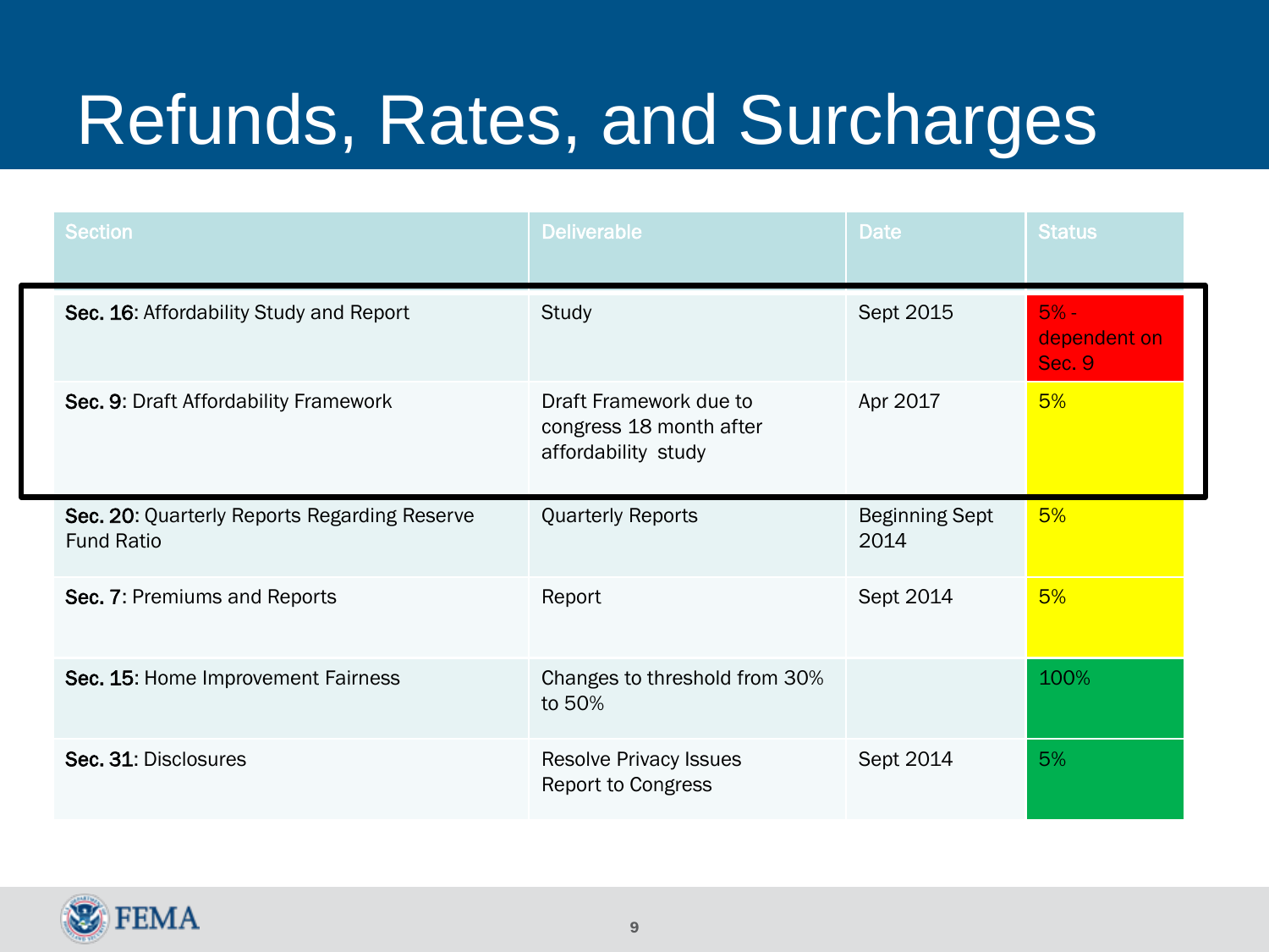# Refunds, Rates, and Surcharges

| Section | Deliverable | Date | Status |
|---|---|---|---|
| **Sec. 16**: Affordability Study and Report | Study | Sept 2015 | 5% - dependent on Sec. 9 |
| **Sec. 9**: Draft Affordability Framework | Draft Framework due to congress 18 month after affordability study | Apr 2017 | 5% |
| **Sec. 20**: Quarterly Reports Regarding Reserve Fund Ratio | Quarterly Reports | Beginning Sept 2014 | 5% |
| **Sec. 7**: Premiums and Reports | Report | Sept 2014 | 5% |
| **Sec. 15**: Home Improvement Fairness | Changes to threshold from 30% to 50% | | 100% |
| **Sec. 31**: Disclosures | Resolve Privacy Issues<br>Report to Congress | Sept 2014 | 5% |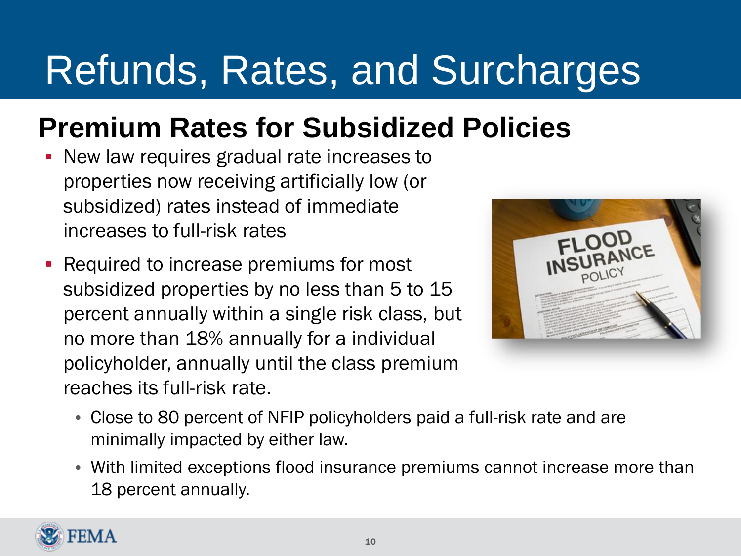# Refunds, Rates, and Surcharges

## Premium Rates for Subsidized Policies

- New law requires gradual rate increases to properties now receiving artificially low (or subsidized) rates instead of immediate increases to full-risk rates
- Required to increase premiums for most subsidized properties by no less than 5 to 15 percent annually within a single risk class, but no more than 18% annually for a individual policyholder, annually until the class premium reaches its full-risk rate.
  - Close to 80 percent of NFIP policyholders paid a full-risk rate and are minimally impacted by either law.
  - With limited exceptions flood insurance premiums cannot increase more than 18 percent annually.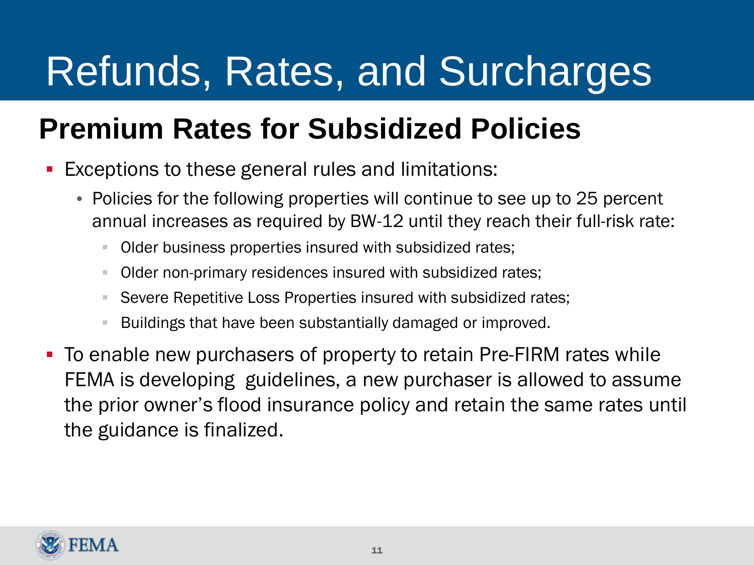# Refunds, Rates, and Surcharges

## Premium Rates for Subsidized Policies

- Exceptions to these general rules and limitations:
  - Policies for the following properties will continue to see up to 25 percent annual increases as required by BW-12 until they reach their full-risk rate:
    - Older business properties insured with subsidized rates;
    - Older non-primary residences insured with subsidized rates;
    - Severe Repetitive Loss Properties insured with subsidized rates;
    - Buildings that have been substantially damaged or improved.
- To enable new purchasers of property to retain Pre-FIRM rates while FEMA is developing guidelines, a new purchaser is allowed to assume the prior owner's flood insurance policy and retain the same rates until the guidance is finalized.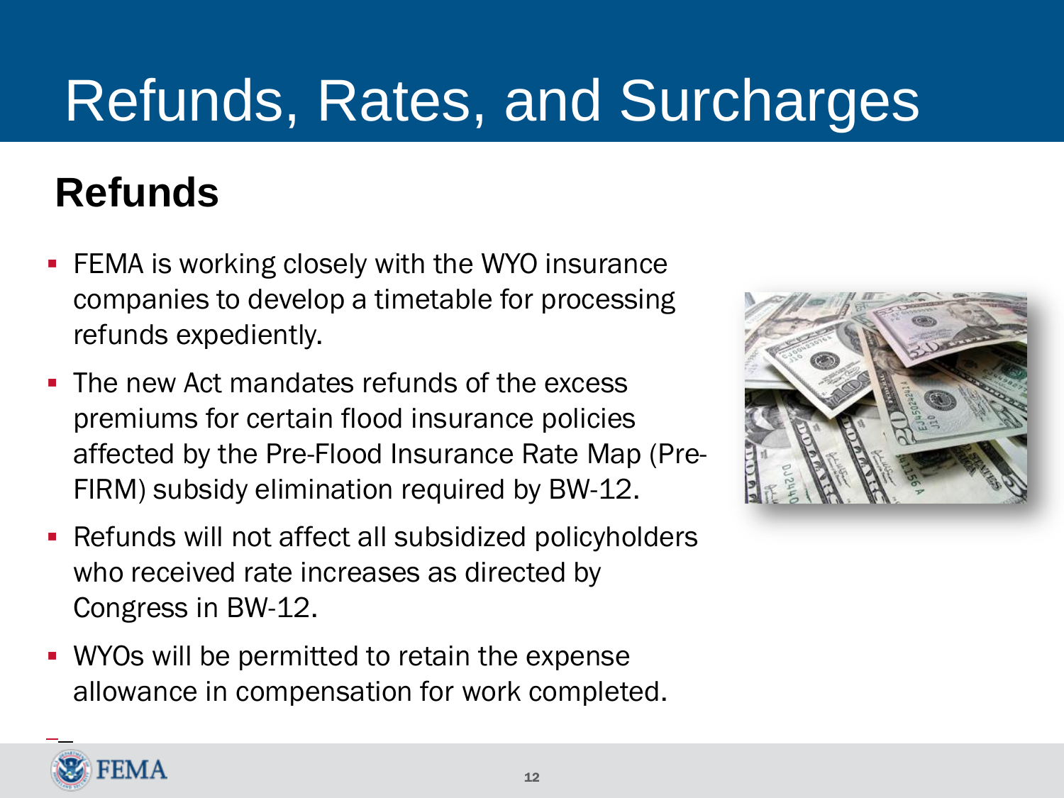# Refunds, Rates, and Surcharges

## Refunds

- FEMA is working closely with the WYO insurance companies to develop a timetable for processing refunds expediently.
- The new Act mandates refunds of the excess premiums for certain flood insurance policies affected by the Pre-Flood Insurance Rate Map (Pre-FIRM) subsidy elimination required by BW-12.
- Refunds will not affect all subsidized policyholders who received rate increases as directed by Congress in BW-12.
- WYOs will be permitted to retain the expense allowance in compensation for work completed.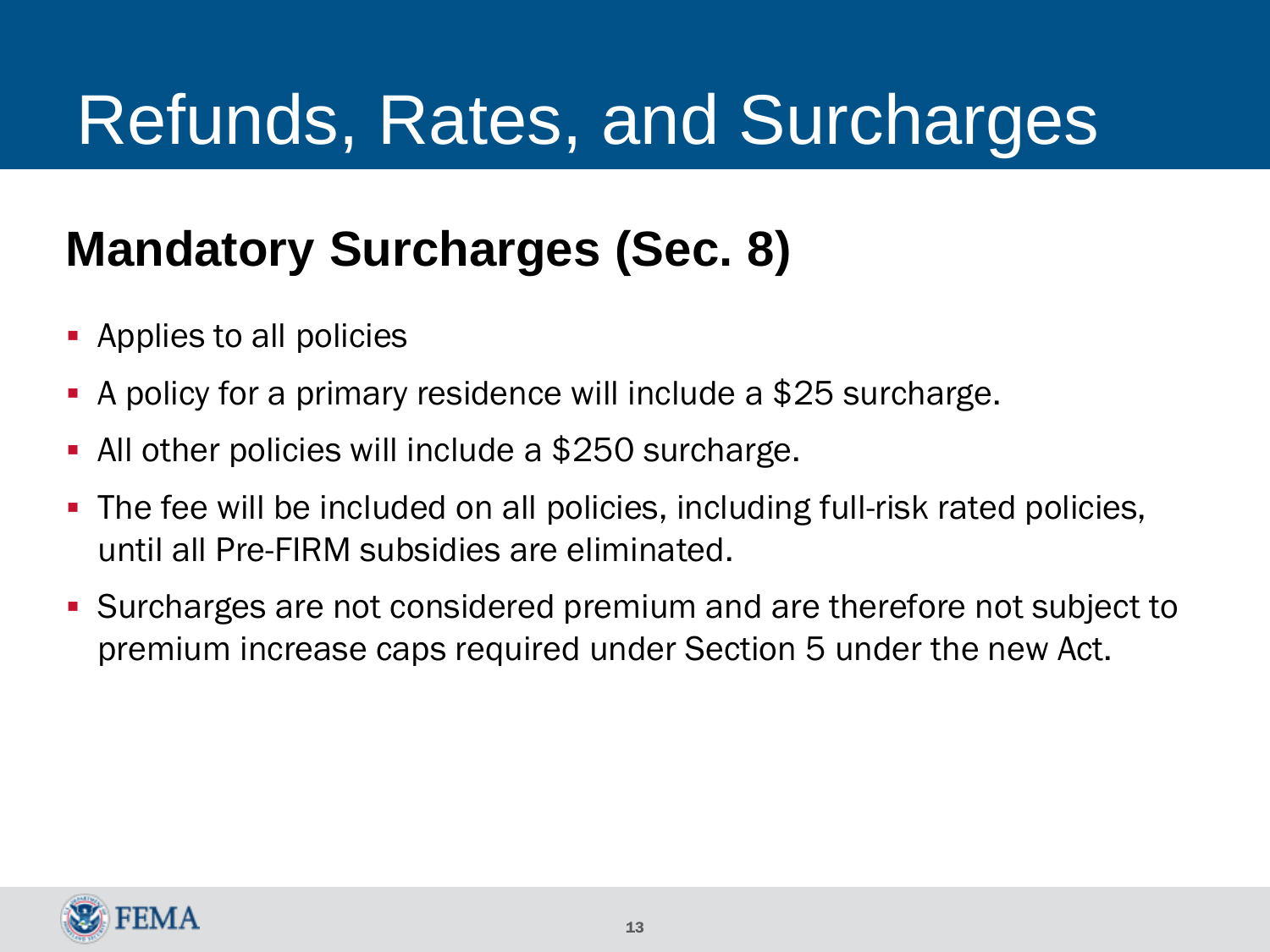# Refunds, Rates, and Surcharges

## Mandatory Surcharges (Sec. 8)

- Applies to all policies
- A policy for a primary residence will include a $25 surcharge.
- All other policies will include a $250 surcharge.
- The fee will be included on all policies, including full-risk rated policies, until all Pre-FIRM subsidies are eliminated.
- Surcharges are not considered premium and are therefore not subject to premium increase caps required under Section 5 under the new Act.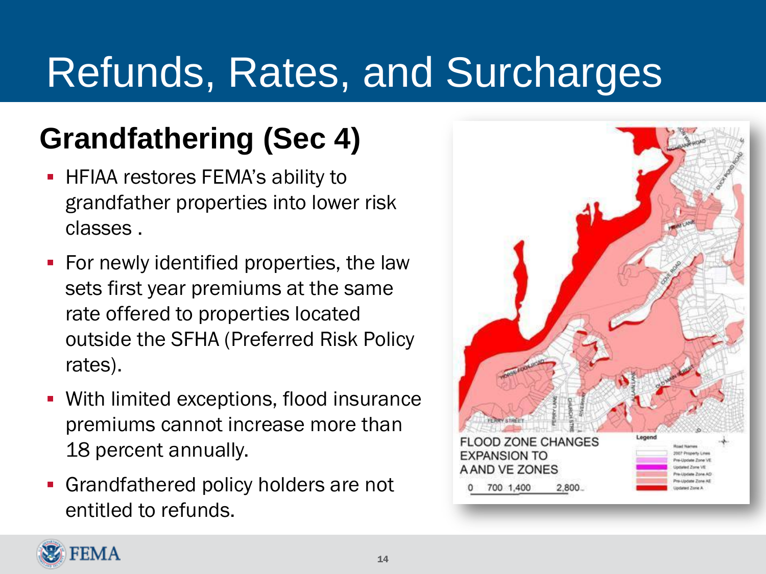# Refunds, Rates, and Surcharges

## Grandfathering (Sec 4)

- HFIAA restores FEMA's ability to grandfather properties into lower risk classes .
- For newly identified properties, the law sets first year premiums at the same rate offered to properties located outside the SFHA (Preferred Risk Policy rates).
- With limited exceptions, flood insurance premiums cannot increase more than 18 percent annually.
- Grandfathered policy holders are not entitled to refunds.

FLOOD ZONE CHANGES EXPANSION TO A AND VE ZONES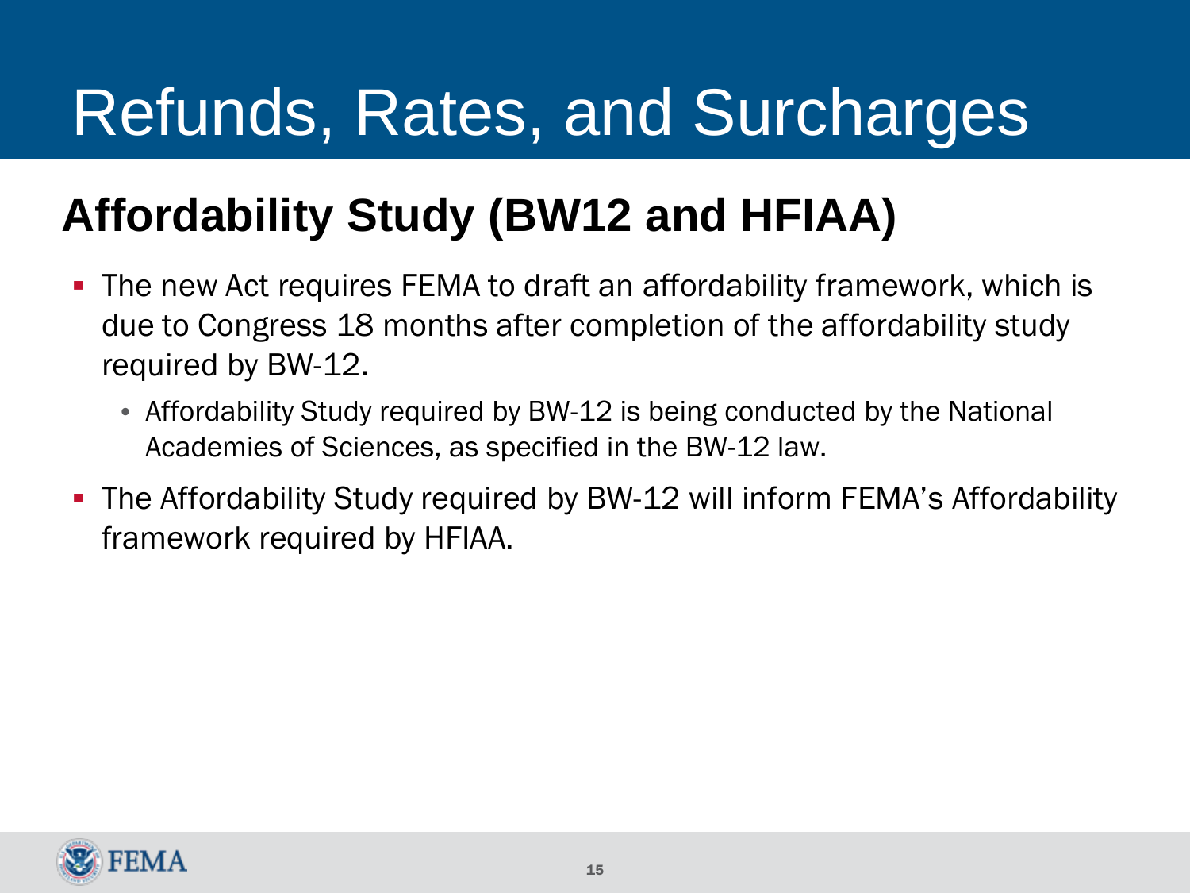# Refunds, Rates, and Surcharges

## Affordability Study (BW12 and HFIAA)

- The new Act requires FEMA to draft an affordability framework, which is due to Congress 18 months after completion of the affordability study required by BW-12.
  - Affordability Study required by BW-12 is being conducted by the National Academies of Sciences, as specified in the BW-12 law.
- The Affordability Study required by BW-12 will inform FEMA's Affordability framework required by HFIAA.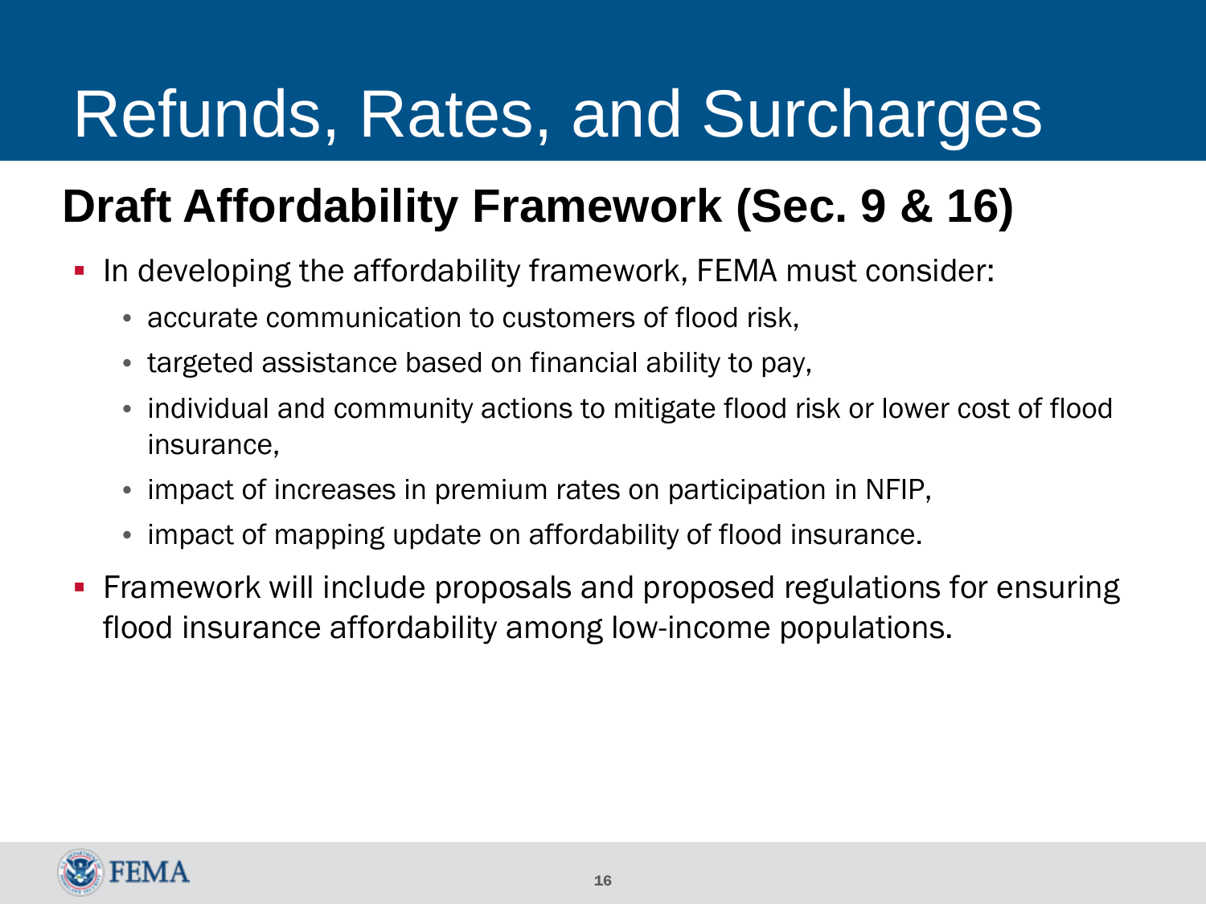# Refunds, Rates, and Surcharges

## Draft Affordability Framework (Sec. 9 & 16)

- In developing the affordability framework, FEMA must consider:
  - accurate communication to customers of flood risk,
  - targeted assistance based on financial ability to pay,
  - individual and community actions to mitigate flood risk or lower cost of flood insurance,
  - impact of increases in premium rates on participation in NFIP,
  - impact of mapping update on affordability of flood insurance.
- Framework will include proposals and proposed regulations for ensuring flood insurance affordability among low-income populations.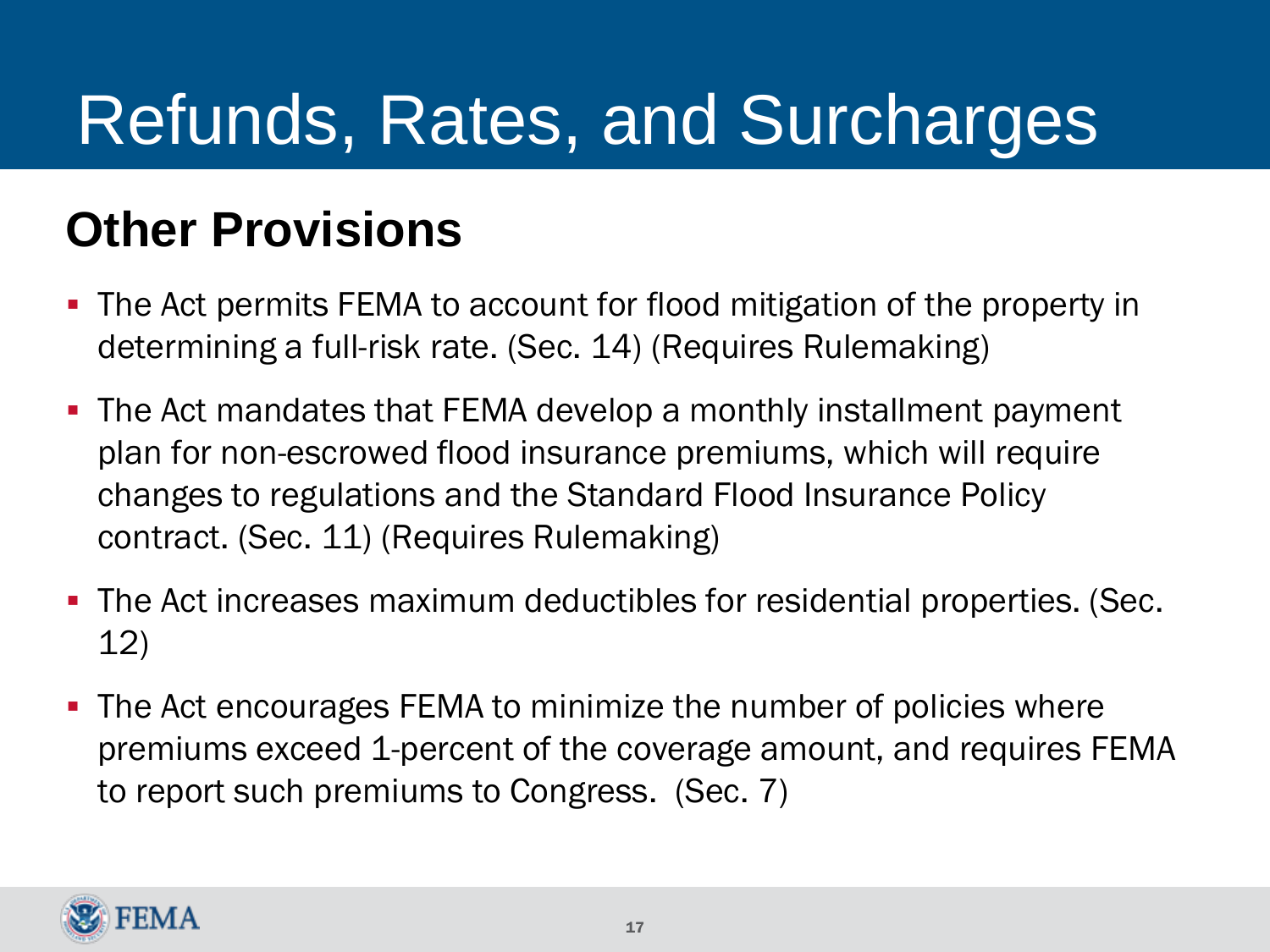# Refunds, Rates, and Surcharges

## Other Provisions

- The Act permits FEMA to account for flood mitigation of the property in determining a full-risk rate. (Sec. 14) (Requires Rulemaking)
- The Act mandates that FEMA develop a monthly installment payment plan for non-escrowed flood insurance premiums, which will require changes to regulations and the Standard Flood Insurance Policy contract. (Sec. 11) (Requires Rulemaking)
- The Act increases maximum deductibles for residential properties. (Sec. 12)
- The Act encourages FEMA to minimize the number of policies where premiums exceed 1-percent of the coverage amount, and requires FEMA to report such premiums to Congress. (Sec. 7)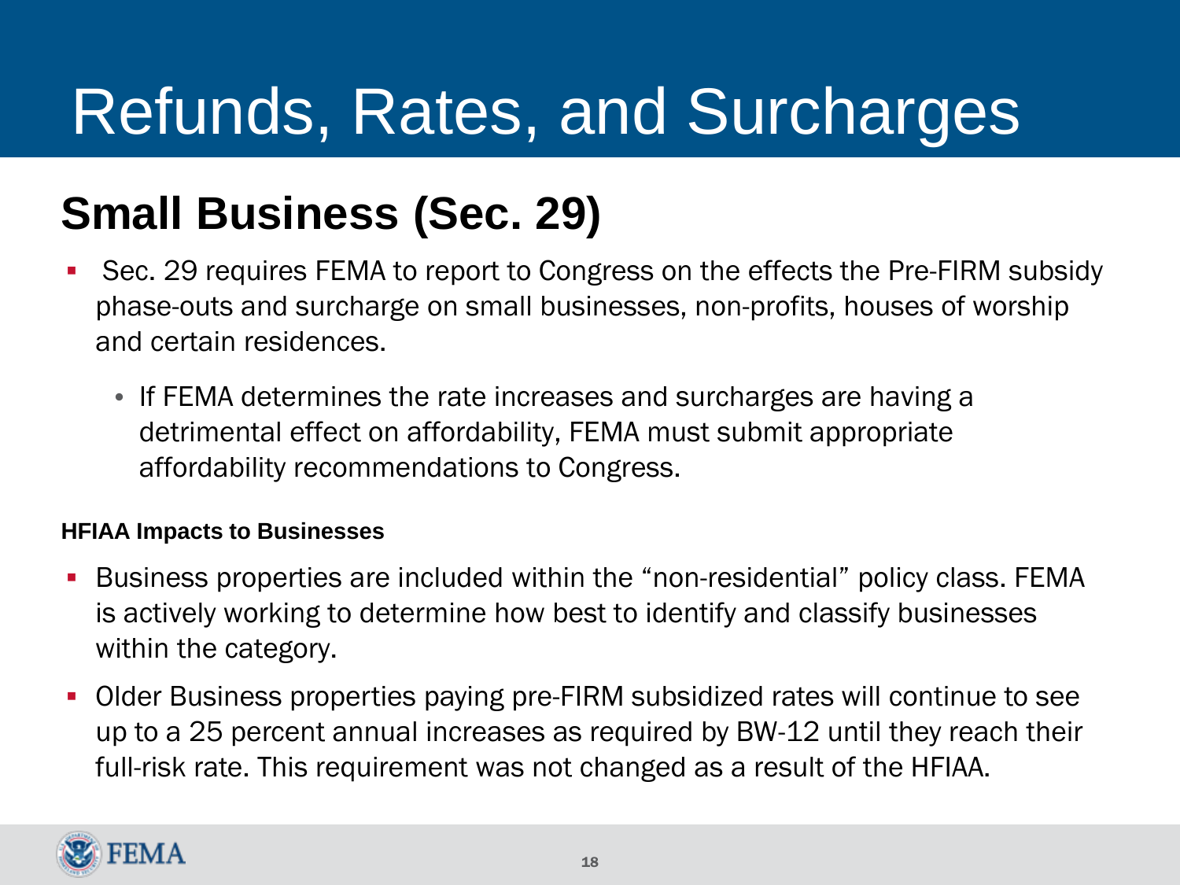# Refunds, Rates, and Surcharges

## Small Business (Sec. 29)

- Sec. 29 requires FEMA to report to Congress on the effects the Pre-FIRM subsidy phase-outs and surcharge on small businesses, non-profits, houses of worship and certain residences.
  - If FEMA determines the rate increases and surcharges are having a detrimental effect on affordability, FEMA must submit appropriate affordability recommendations to Congress.

**HFIAA Impacts to Businesses**

- Business properties are included within the "non-residential" policy class. FEMA is actively working to determine how best to identify and classify businesses within the category.
- Older Business properties paying pre-FIRM subsidized rates will continue to see up to a 25 percent annual increases as required by BW-12 until they reach their full-risk rate. This requirement was not changed as a result of the HFIAA.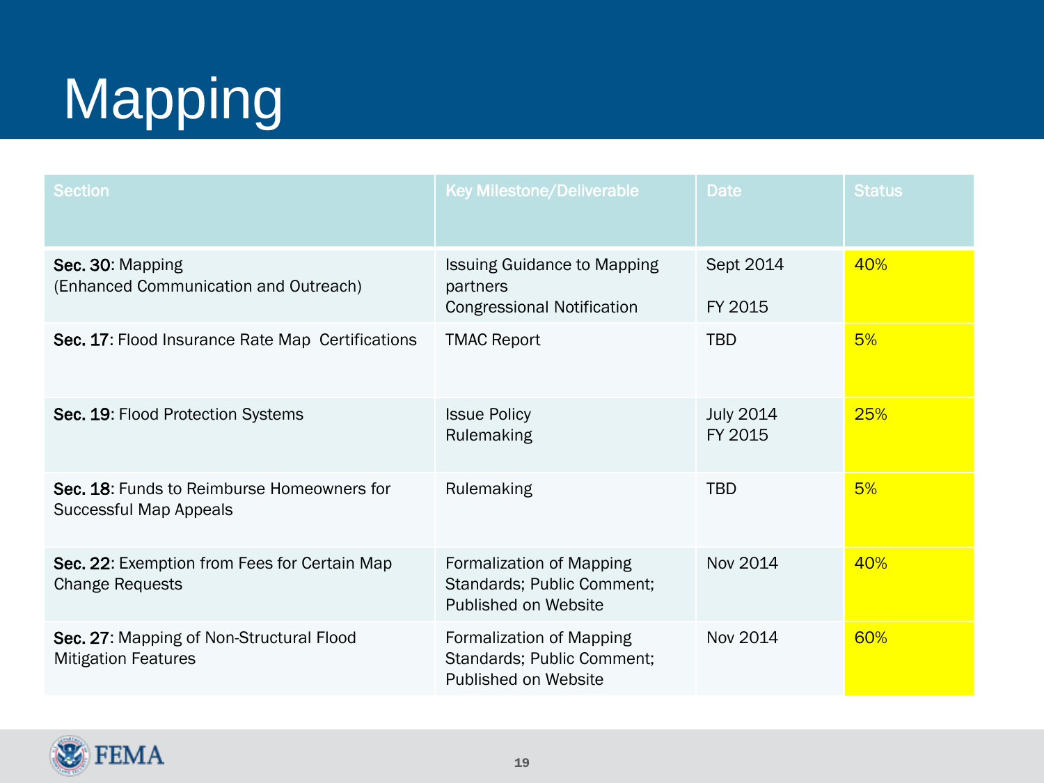# Mapping

| Section | Key Milestone/Deliverable | Date | Status |
|---|---|---|---|
| **Sec. 30**: Mapping (Enhanced Communication and Outreach) | Issuing Guidance to Mapping partners<br>Congressional Notification | Sept 2014<br>FY 2015 | 40% |
| **Sec. 17**: Flood Insurance Rate Map Certifications | TMAC Report | TBD | 5% |
| **Sec. 19**: Flood Protection Systems | Issue Policy<br>Rulemaking | July 2014<br>FY 2015 | 25% |
| **Sec. 18**: Funds to Reimburse Homeowners for Successful Map Appeals | Rulemaking | TBD | 5% |
| **Sec. 22**: Exemption from Fees for Certain Map Change Requests | Formalization of Mapping Standards; Public Comment; Published on Website | Nov 2014 | 40% |
| **Sec. 27**: Mapping of Non-Structural Flood Mitigation Features | Formalization of Mapping Standards; Public Comment; Published on Website | Nov 2014 | 60% |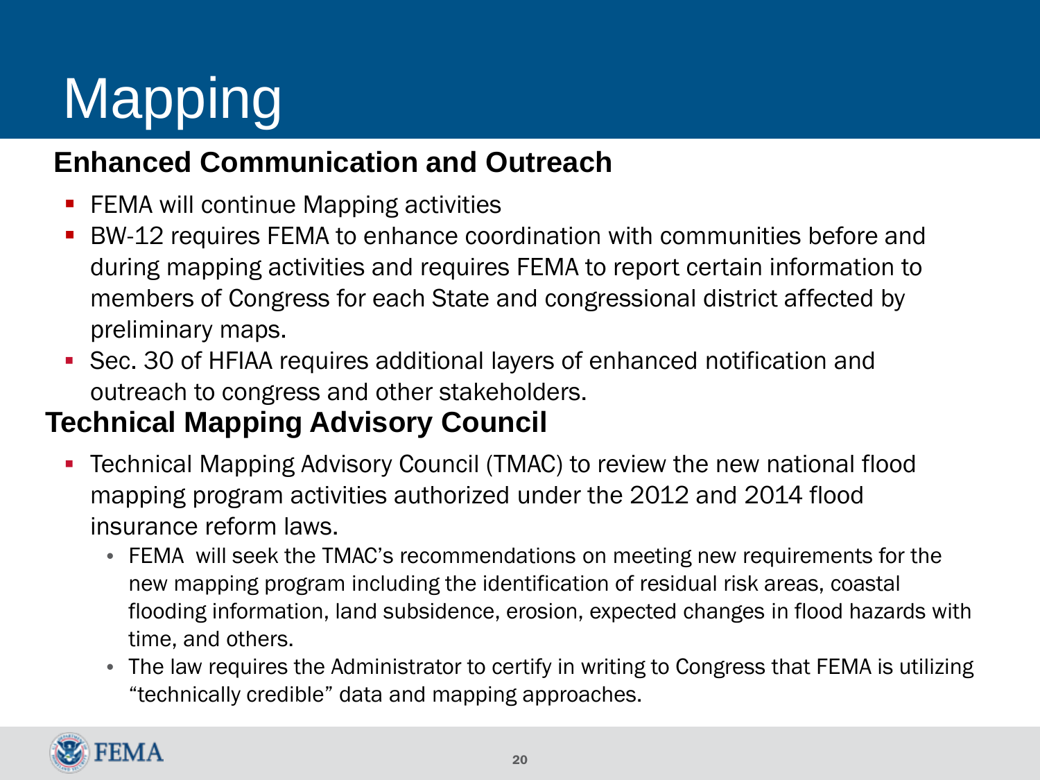# Mapping

## Enhanced Communication and Outreach

- FEMA will continue Mapping activities
- BW-12 requires FEMA to enhance coordination with communities before and during mapping activities and requires FEMA to report certain information to members of Congress for each State and congressional district affected by preliminary maps.
- Sec. 30 of HFIAA requires additional layers of enhanced notification and outreach to congress and other stakeholders.

## Technical Mapping Advisory Council

- Technical Mapping Advisory Council (TMAC) to review the new national flood mapping program activities authorized under the 2012 and 2014 flood insurance reform laws.
  - FEMA will seek the TMAC's recommendations on meeting new requirements for the new mapping program including the identification of residual risk areas, coastal flooding information, land subsidence, erosion, expected changes in flood hazards with time, and others.
  - The law requires the Administrator to certify in writing to Congress that FEMA is utilizing "technically credible" data and mapping approaches.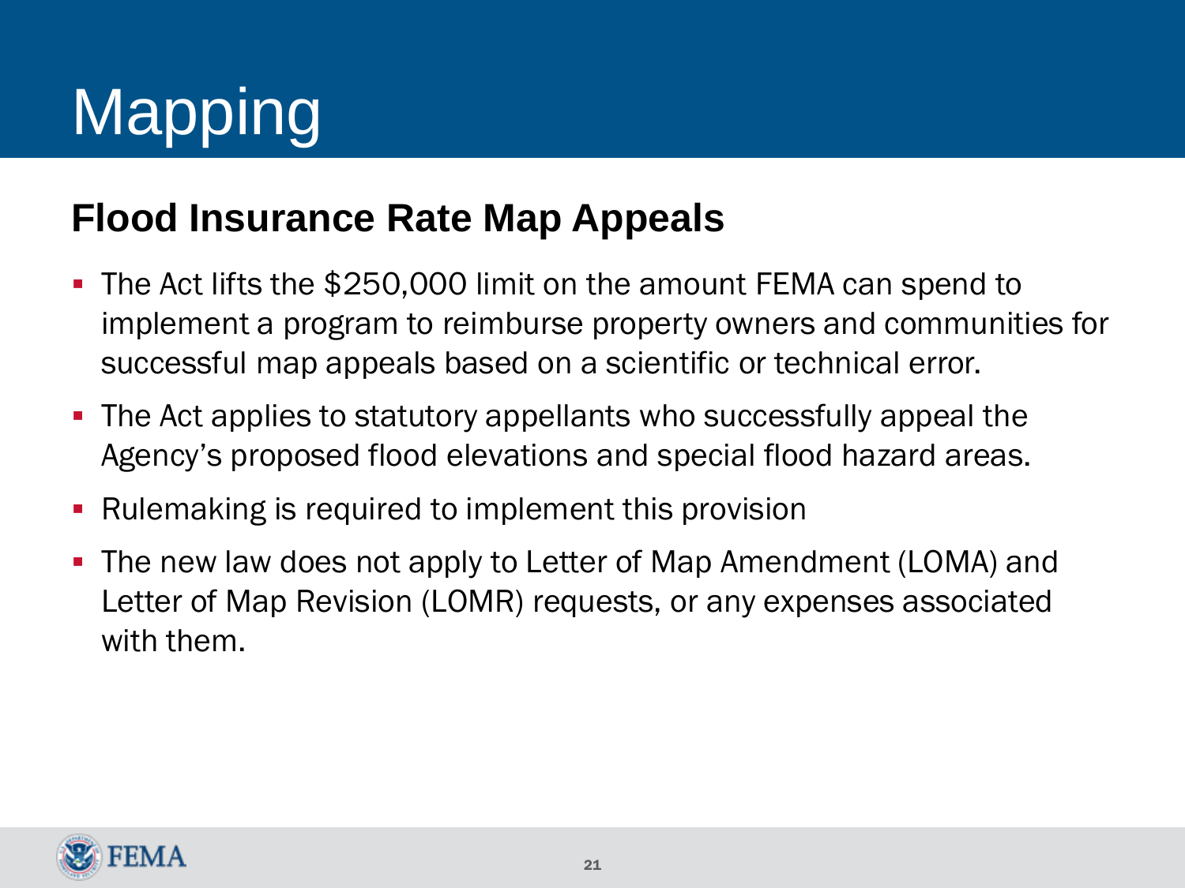# Mapping

## Flood Insurance Rate Map Appeals

- The Act lifts the $250,000 limit on the amount FEMA can spend to implement a program to reimburse property owners and communities for successful map appeals based on a scientific or technical error.
- The Act applies to statutory appellants who successfully appeal the Agency's proposed flood elevations and special flood hazard areas.
- Rulemaking is required to implement this provision
- The new law does not apply to Letter of Map Amendment (LOMA) and Letter of Map Revision (LOMR) requests, or any expenses associated with them.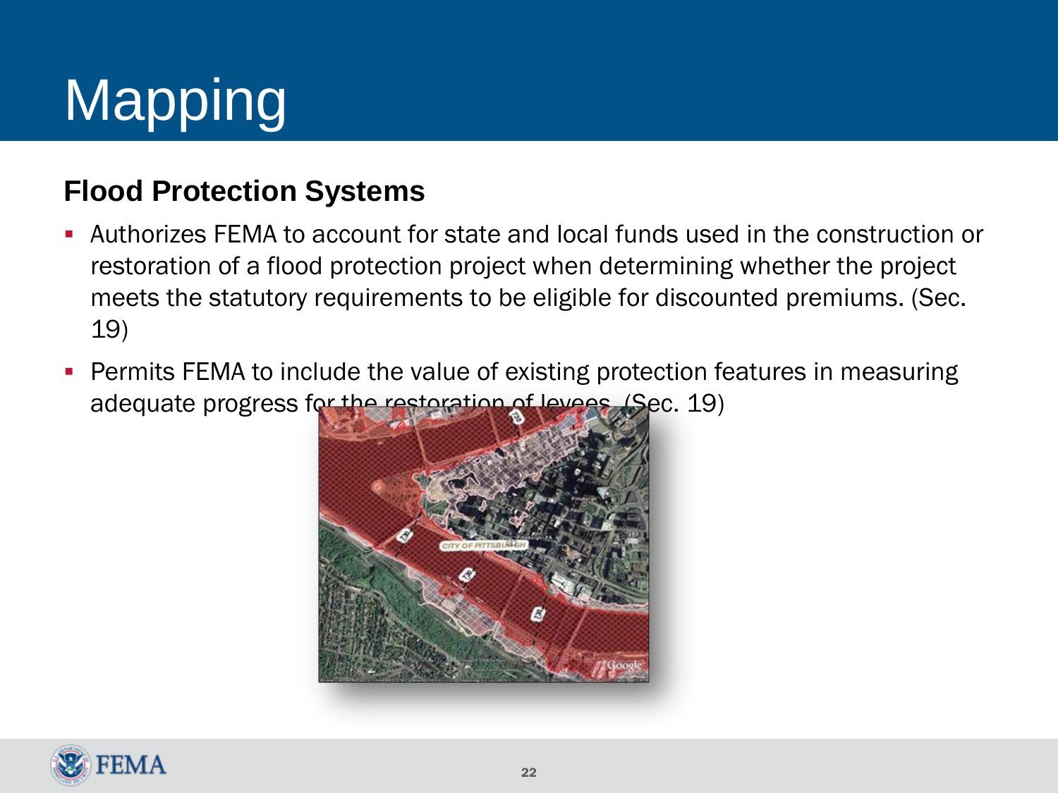# Mapping

## Flood Protection Systems

- Authorizes FEMA to account for state and local funds used in the construction or restoration of a flood protection project when determining whether the project meets the statutory requirements to be eligible for discounted premiums. (Sec. 19)
- Permits FEMA to include the value of existing protection features in measuring adequate progress for the restoration of levees. (Sec. 19)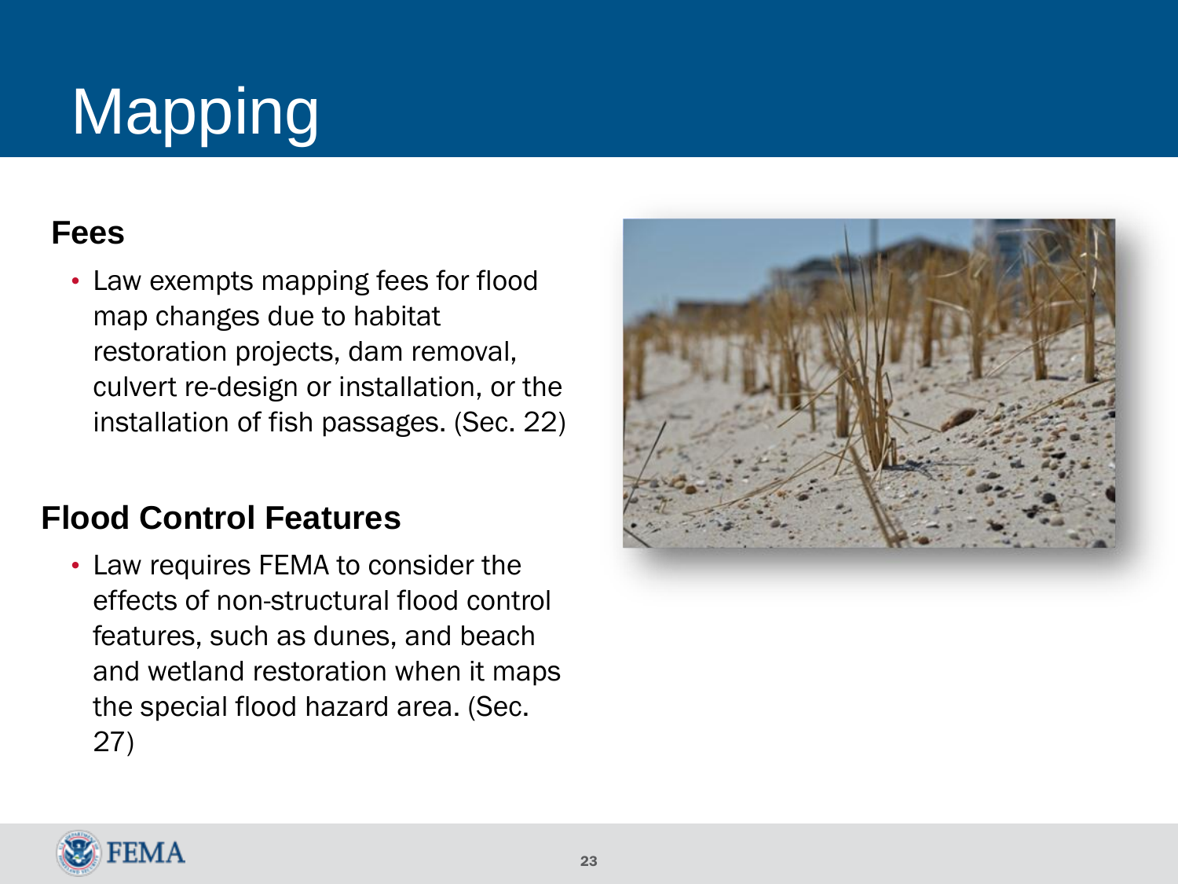# Mapping

### Fees

- Law exempts mapping fees for flood map changes due to habitat restoration projects, dam removal, culvert re-design or installation, or the installation of fish passages. (Sec. 22)

### Flood Control Features

- Law requires FEMA to consider the effects of non-structural flood control features, such as dunes, and beach and wetland restoration when it maps the special flood hazard area. (Sec. 27)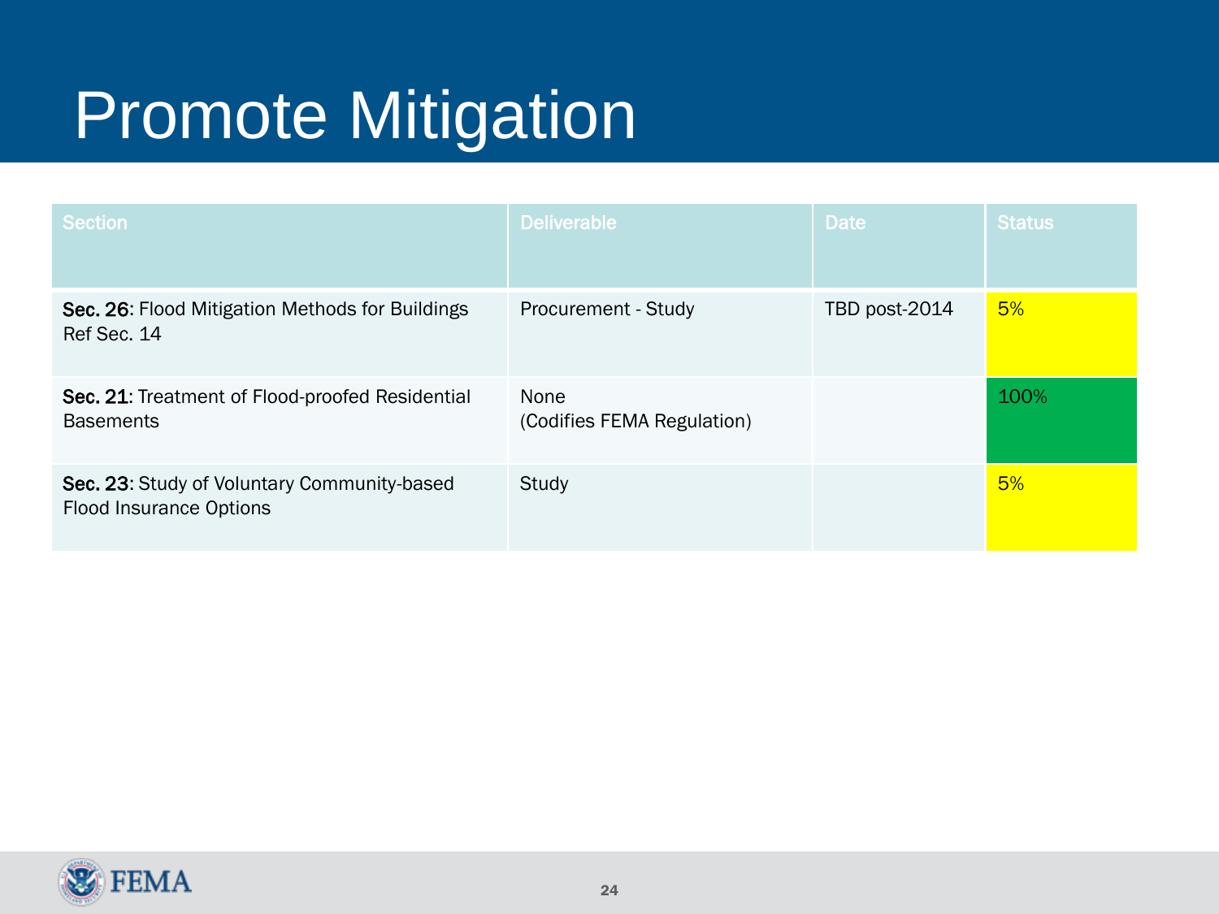# Promote Mitigation

| Section | Deliverable | Date | Status |
|---|---|---|---|
| **Sec. 26**: Flood Mitigation Methods for Buildings Ref Sec. 14 | Procurement - Study | TBD post-2014 | 5% |
| **Sec. 21**: Treatment of Flood-proofed Residential Basements | None (Codifies FEMA Regulation) | | 100% |
| **Sec. 23**: Study of Voluntary Community-based Flood Insurance Options | Study | | 5% |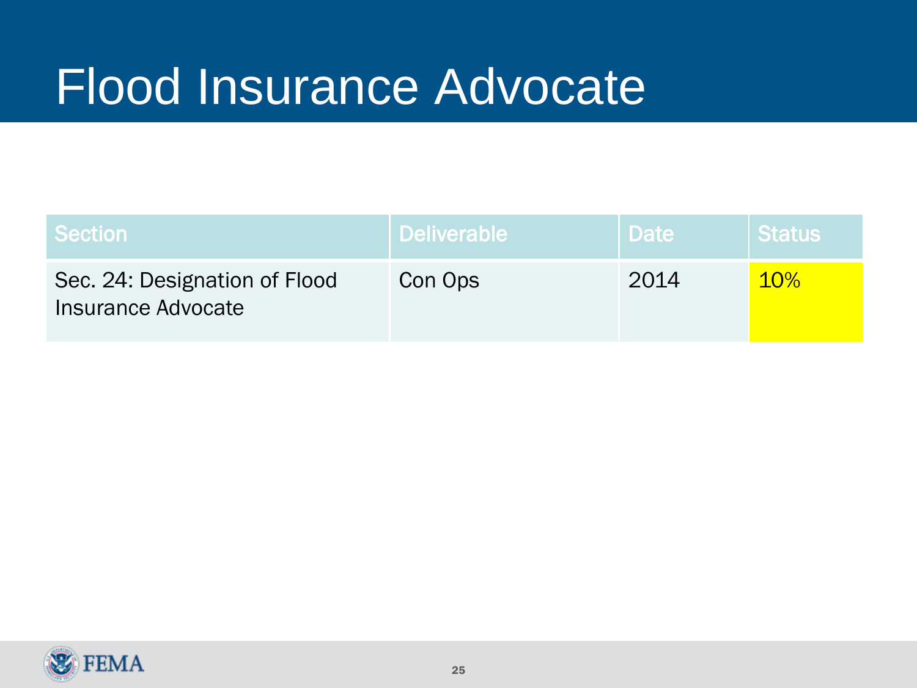# Flood Insurance Advocate

| Section | Deliverable | Date | Status |
| --- | --- | --- | --- |
| Sec. 24: Designation of Flood Insurance Advocate | Con Ops | 2014 | 10% |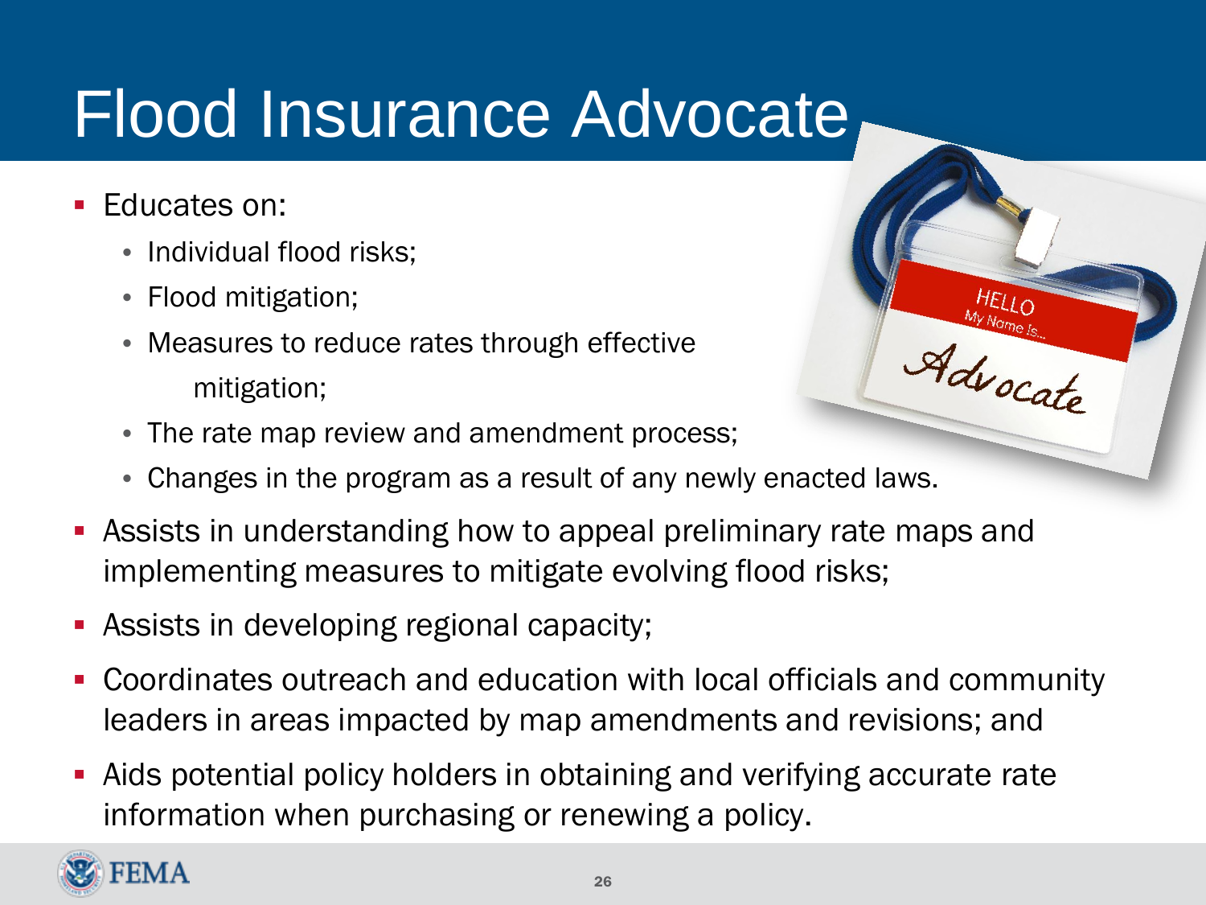# Flood Insurance Advocate

- Educates on:
  - Individual flood risks;
  - Flood mitigation;
  - Measures to reduce rates through effective mitigation;
  - The rate map review and amendment process;
  - Changes in the program as a result of any newly enacted laws.
- Assists in understanding how to appeal preliminary rate maps and implementing measures to mitigate evolving flood risks;
- Assists in developing regional capacity;
- Coordinates outreach and education with local officials and community leaders in areas impacted by map amendments and revisions; and
- Aids potential policy holders in obtaining and verifying accurate rate information when purchasing or renewing a policy.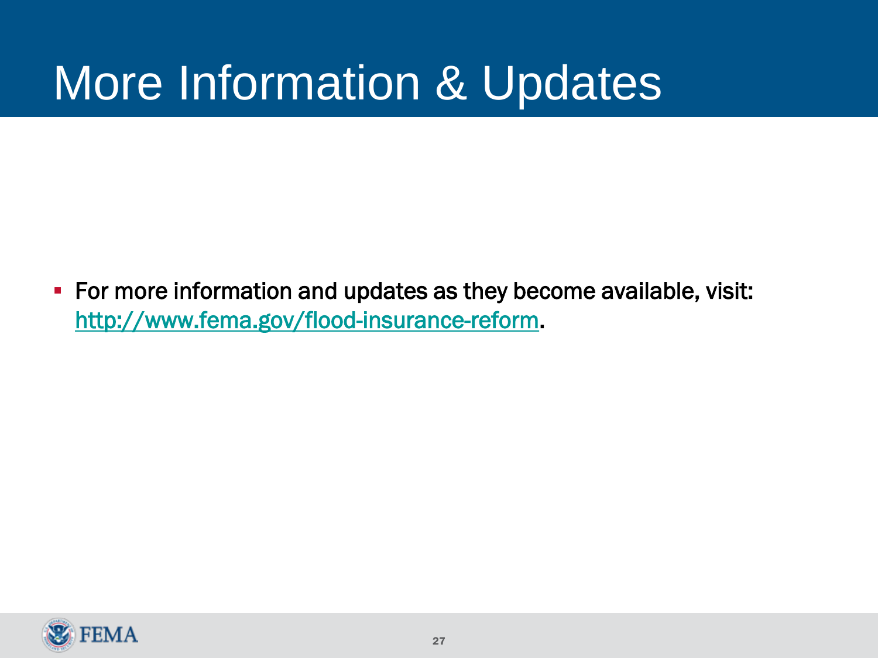# More Information & Updates

- For more information and updates as they become available, visit: [http://www.fema.gov/flood-insurance-reform](http://www.fema.gov/flood-insurance-reform).